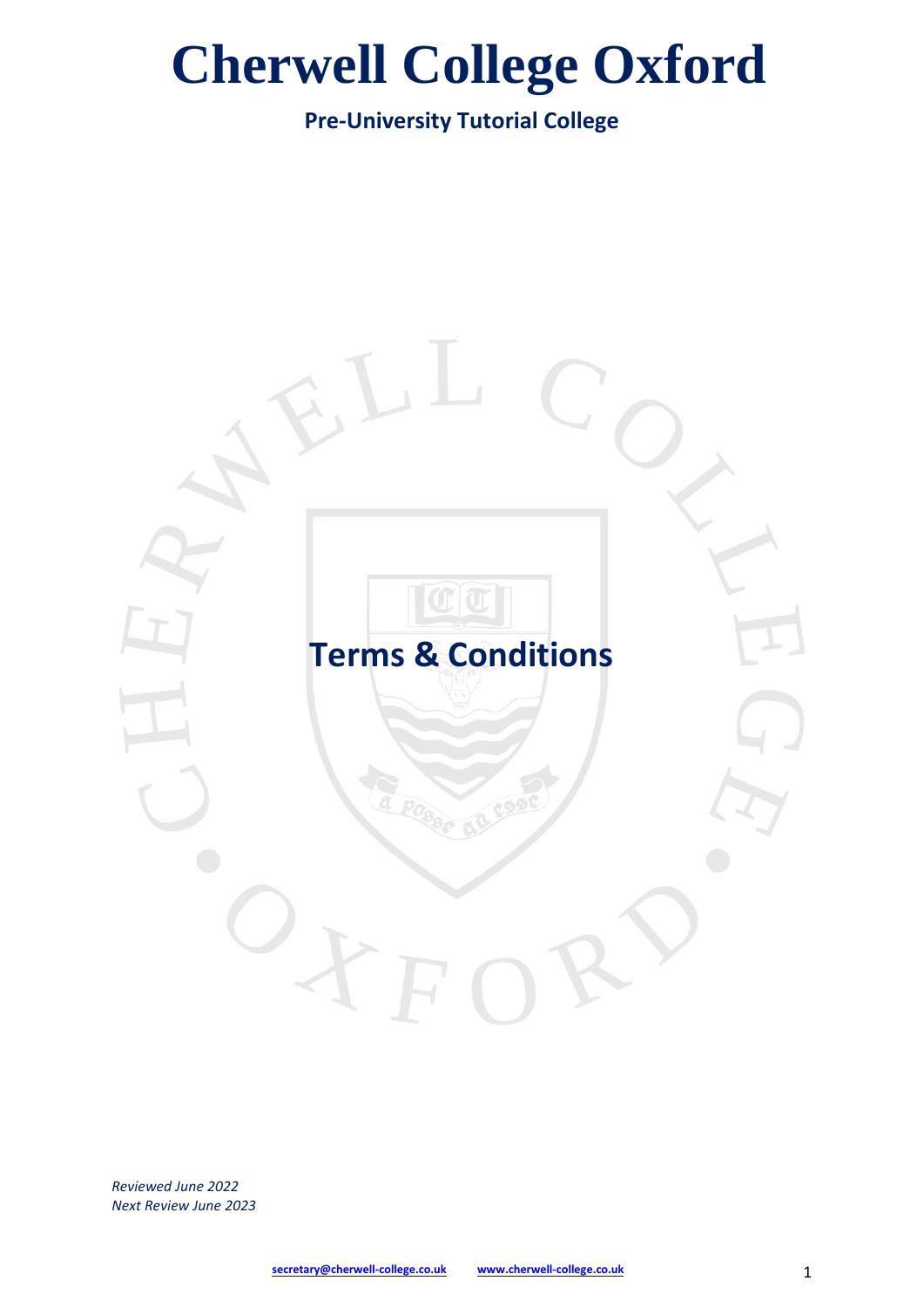# Cherwell College Oxford

**Pre-University Tutorial College**

## Terms & Conditions

*Reviewed June 2022*
*Next Review June 2023*

secretary@cherwell-college.co.uk www.cherwell-college.co.uk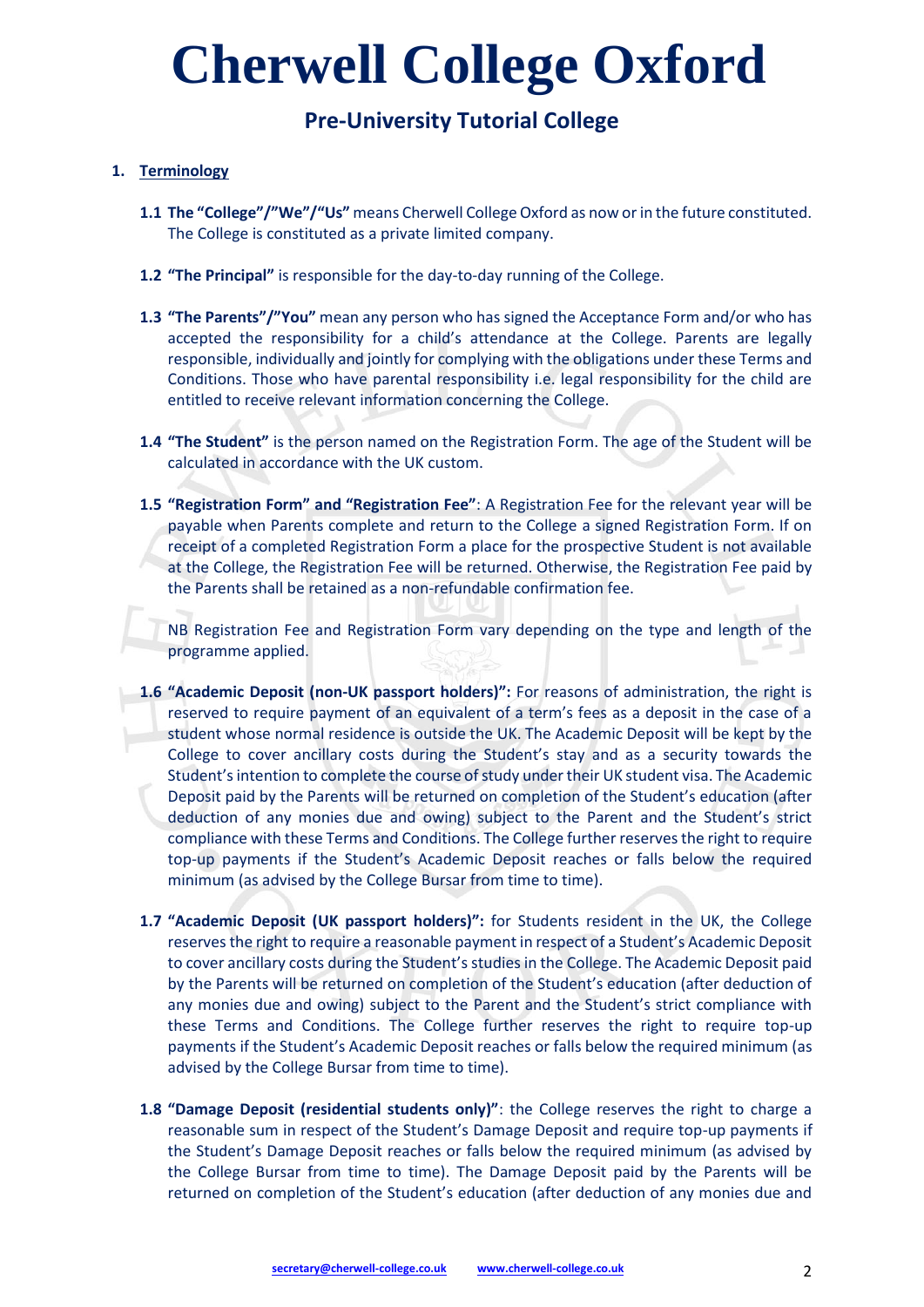# Cherwell College Oxford

## Pre-University Tutorial College

1. **Terminology**

**1.1 The "College"/"We"/"Us"** means Cherwell College Oxford as now or in the future constituted. The College is constituted as a private limited company.

**1.2 "The Principal"** is responsible for the day-to-day running of the College.

**1.3 "The Parents"/"You"** mean any person who has signed the Acceptance Form and/or who has accepted the responsibility for a child's attendance at the College. Parents are legally responsible, individually and jointly for complying with the obligations under these Terms and Conditions. Those who have parental responsibility i.e. legal responsibility for the child are entitled to receive relevant information concerning the College.

**1.4 "The Student"** is the person named on the Registration Form. The age of the Student will be calculated in accordance with the UK custom.

**1.5 "Registration Form" and "Registration Fee"**: A Registration Fee for the relevant year will be payable when Parents complete and return to the College a signed Registration Form. If on receipt of a completed Registration Form a place for the prospective Student is not available at the College, the Registration Fee will be returned. Otherwise, the Registration Fee paid by the Parents shall be retained as a non-refundable confirmation fee.

NB Registration Fee and Registration Form vary depending on the type and length of the programme applied.

**1.6 "Academic Deposit (non-UK passport holders)":** For reasons of administration, the right is reserved to require payment of an equivalent of a term's fees as a deposit in the case of a student whose normal residence is outside the UK. The Academic Deposit will be kept by the College to cover ancillary costs during the Student's stay and as a security towards the Student's intention to complete the course of study under their UK student visa. The Academic Deposit paid by the Parents will be returned on completion of the Student's education (after deduction of any monies due and owing) subject to the Parent and the Student's strict compliance with these Terms and Conditions. The College further reserves the right to require top-up payments if the Student's Academic Deposit reaches or falls below the required minimum (as advised by the College Bursar from time to time).

**1.7 "Academic Deposit (UK passport holders)":** for Students resident in the UK, the College reserves the right to require a reasonable payment in respect of a Student's Academic Deposit to cover ancillary costs during the Student's studies in the College. The Academic Deposit paid by the Parents will be returned on completion of the Student's education (after deduction of any monies due and owing) subject to the Parent and the Student's strict compliance with these Terms and Conditions. The College further reserves the right to require top-up payments if the Student's Academic Deposit reaches or falls below the required minimum (as advised by the College Bursar from time to time).

**1.8 "Damage Deposit (residential students only)"**: the College reserves the right to charge a reasonable sum in respect of the Student's Damage Deposit and require top-up payments if the Student's Damage Deposit reaches or falls below the required minimum (as advised by the College Bursar from time to time). The Damage Deposit paid by the Parents will be returned on completion of the Student's education (after deduction of any monies due and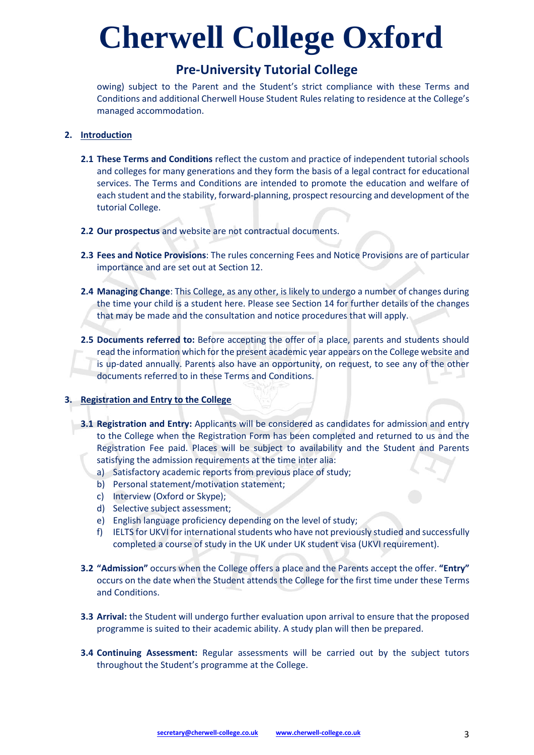owing) subject to the Parent and the Student's strict compliance with these Terms and Conditions and additional Cherwell House Student Rules relating to residence at the College's managed accommodation.

## 2. Introduction

**2.1 These Terms and Conditions** reflect the custom and practice of independent tutorial schools and colleges for many generations and they form the basis of a legal contract for educational services. The Terms and Conditions are intended to promote the education and welfare of each student and the stability, forward-planning, prospect resourcing and development of the tutorial College.

**2.2 Our prospectus** and website are not contractual documents.

**2.3 Fees and Notice Provisions**: The rules concerning Fees and Notice Provisions are of particular importance and are set out at Section 12.

**2.4 Managing Change**: This College, as any other, is likely to undergo a number of changes during the time your child is a student here. Please see Section 14 for further details of the changes that may be made and the consultation and notice procedures that will apply.

**2.5 Documents referred to:** Before accepting the offer of a place, parents and students should read the information which for the present academic year appears on the College website and is up-dated annually. Parents also have an opportunity, on request, to see any of the other documents referred to in these Terms and Conditions.

## 3. Registration and Entry to the College

**3.1 Registration and Entry:** Applicants will be considered as candidates for admission and entry to the College when the Registration Form has been completed and returned to us and the Registration Fee paid. Places will be subject to availability and the Student and Parents satisfying the admission requirements at the time inter alia:

a) Satisfactory academic reports from previous place of study;
b) Personal statement/motivation statement;
c) Interview (Oxford or Skype);
d) Selective subject assessment;
e) English language proficiency depending on the level of study;
f) IELTS for UKVI for international students who have not previously studied and successfully completed a course of study in the UK under UK student visa (UKVI requirement).

**3.2 "Admission"** occurs when the College offers a place and the Parents accept the offer. **"Entry"** occurs on the date when the Student attends the College for the first time under these Terms and Conditions.

**3.3 Arrival:** the Student will undergo further evaluation upon arrival to ensure that the proposed programme is suited to their academic ability. A study plan will then be prepared.

**3.4 Continuing Assessment:** Regular assessments will be carried out by the subject tutors throughout the Student's programme at the College.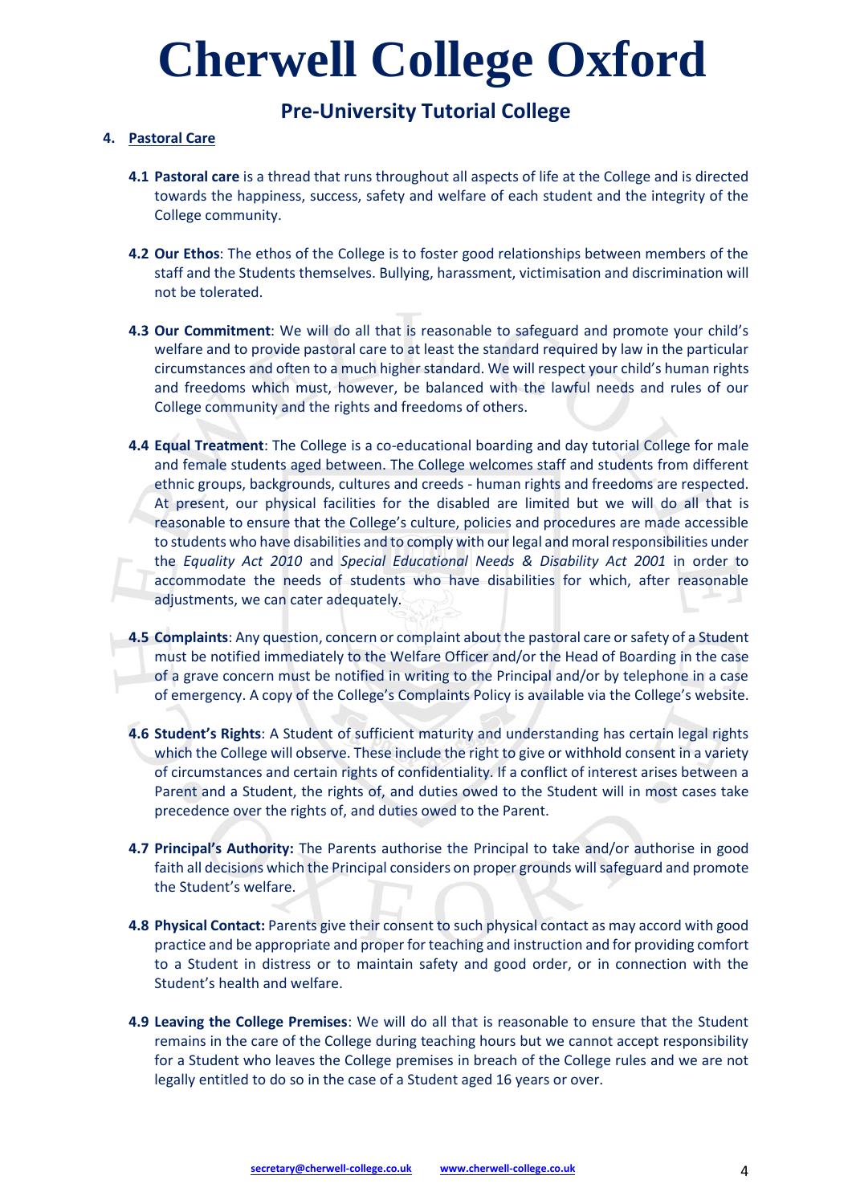# Cherwell College Oxford

## Pre-University Tutorial College

4. **Pastoral Care**

**4.1 Pastoral care** is a thread that runs throughout all aspects of life at the College and is directed towards the happiness, success, safety and welfare of each student and the integrity of the College community.

**4.2 Our Ethos**: The ethos of the College is to foster good relationships between members of the staff and the Students themselves. Bullying, harassment, victimisation and discrimination will not be tolerated.

**4.3 Our Commitment**: We will do all that is reasonable to safeguard and promote your child's welfare and to provide pastoral care to at least the standard required by law in the particular circumstances and often to a much higher standard. We will respect your child's human rights and freedoms which must, however, be balanced with the lawful needs and rules of our College community and the rights and freedoms of others.

**4.4 Equal Treatment**: The College is a co-educational boarding and day tutorial College for male and female students aged between. The College welcomes staff and students from different ethnic groups, backgrounds, cultures and creeds - human rights and freedoms are respected. At present, our physical facilities for the disabled are limited but we will do all that is reasonable to ensure that the College's culture, policies and procedures are made accessible to students who have disabilities and to comply with our legal and moral responsibilities under the *Equality Act 2010* and *Special Educational Needs & Disability Act 2001* in order to accommodate the needs of students who have disabilities for which, after reasonable adjustments, we can cater adequately.

**4.5 Complaints**: Any question, concern or complaint about the pastoral care or safety of a Student must be notified immediately to the Welfare Officer and/or the Head of Boarding in the case of a grave concern must be notified in writing to the Principal and/or by telephone in a case of emergency. A copy of the College's Complaints Policy is available via the College's website.

**4.6 Student's Rights**: A Student of sufficient maturity and understanding has certain legal rights which the College will observe. These include the right to give or withhold consent in a variety of circumstances and certain rights of confidentiality. If a conflict of interest arises between a Parent and a Student, the rights of, and duties owed to the Student will in most cases take precedence over the rights of, and duties owed to the Parent.

**4.7 Principal's Authority:** The Parents authorise the Principal to take and/or authorise in good faith all decisions which the Principal considers on proper grounds will safeguard and promote the Student's welfare.

**4.8 Physical Contact:** Parents give their consent to such physical contact as may accord with good practice and be appropriate and proper for teaching and instruction and for providing comfort to a Student in distress or to maintain safety and good order, or in connection with the Student's health and welfare.

**4.9 Leaving the College Premises**: We will do all that is reasonable to ensure that the Student remains in the care of the College during teaching hours but we cannot accept responsibility for a Student who leaves the College premises in breach of the College rules and we are not legally entitled to do so in the case of a Student aged 16 years or over.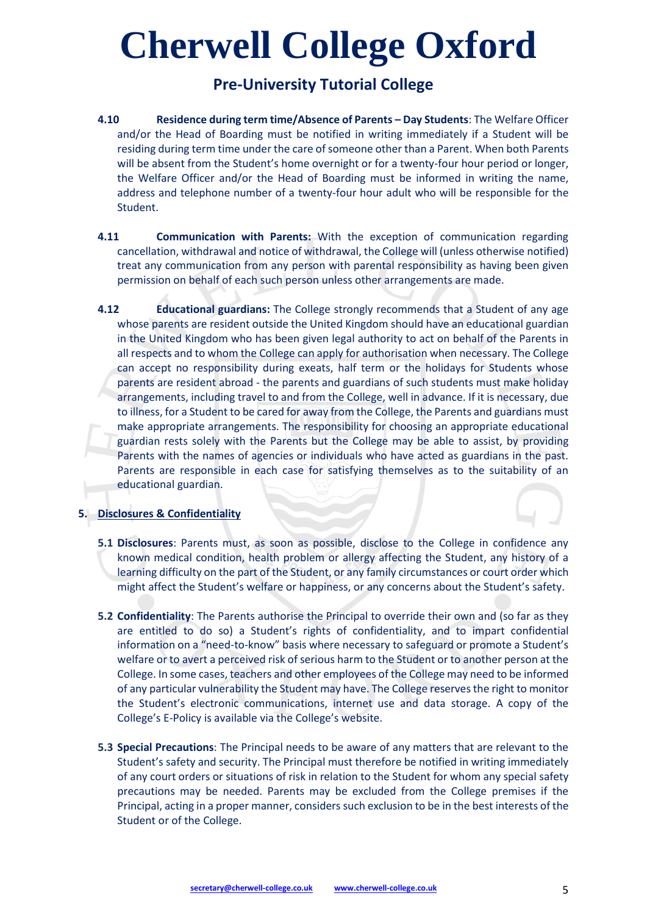**4.10 Residence during term time/Absence of Parents – Day Students**: The Welfare Officer and/or the Head of Boarding must be notified in writing immediately if a Student will be residing during term time under the care of someone other than a Parent. When both Parents will be absent from the Student's home overnight or for a twenty-four hour period or longer, the Welfare Officer and/or the Head of Boarding must be informed in writing the name, address and telephone number of a twenty-four hour adult who will be responsible for the Student.

**4.11 Communication with Parents:** With the exception of communication regarding cancellation, withdrawal and notice of withdrawal, the College will (unless otherwise notified) treat any communication from any person with parental responsibility as having been given permission on behalf of each such person unless other arrangements are made.

**4.12 Educational guardians:** The College strongly recommends that a Student of any age whose parents are resident outside the United Kingdom should have an educational guardian in the United Kingdom who has been given legal authority to act on behalf of the Parents in all respects and to whom the College can apply for authorisation when necessary. The College can accept no responsibility during exeats, half term or the holidays for Students whose parents are resident abroad - the parents and guardians of such students must make holiday arrangements, including travel to and from the College, well in advance. If it is necessary, due to illness, for a Student to be cared for away from the College, the Parents and guardians must make appropriate arrangements. The responsibility for choosing an appropriate educational guardian rests solely with the Parents but the College may be able to assist, by providing Parents with the names of agencies or individuals who have acted as guardians in the past. Parents are responsible in each case for satisfying themselves as to the suitability of an educational guardian.

## 5. Disclosures & Confidentiality

**5.1 Disclosures**: Parents must, as soon as possible, disclose to the College in confidence any known medical condition, health problem or allergy affecting the Student, any history of a learning difficulty on the part of the Student, or any family circumstances or court order which might affect the Student's welfare or happiness, or any concerns about the Student's safety.

**5.2 Confidentiality**: The Parents authorise the Principal to override their own and (so far as they are entitled to do so) a Student's rights of confidentiality, and to impart confidential information on a "need-to-know" basis where necessary to safeguard or promote a Student's welfare or to avert a perceived risk of serious harm to the Student or to another person at the College. In some cases, teachers and other employees of the College may need to be informed of any particular vulnerability the Student may have. The College reserves the right to monitor the Student's electronic communications, internet use and data storage. A copy of the College's E-Policy is available via the College's website.

**5.3 Special Precautions**: The Principal needs to be aware of any matters that are relevant to the Student's safety and security. The Principal must therefore be notified in writing immediately of any court orders or situations of risk in relation to the Student for whom any special safety precautions may be needed. Parents may be excluded from the College premises if the Principal, acting in a proper manner, considers such exclusion to be in the best interests of the Student or of the College.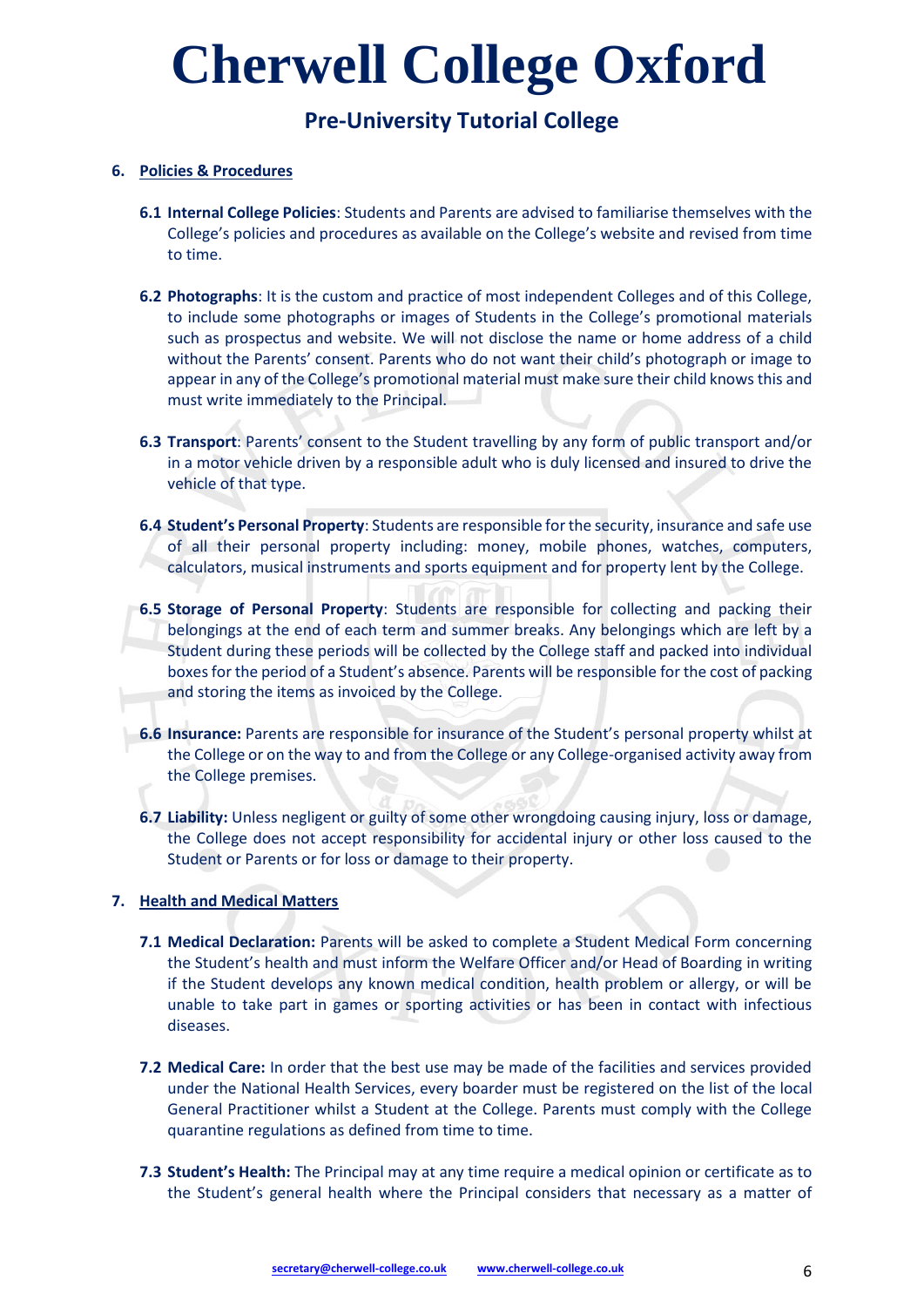# Cherwell College Oxford

## Pre-University Tutorial College

6. **Policies & Procedures**

**6.1 Internal College Policies**: Students and Parents are advised to familiarise themselves with the College's policies and procedures as available on the College's website and revised from time to time.

**6.2 Photographs**: It is the custom and practice of most independent Colleges and of this College, to include some photographs or images of Students in the College's promotional materials such as prospectus and website. We will not disclose the name or home address of a child without the Parents' consent. Parents who do not want their child's photograph or image to appear in any of the College's promotional material must make sure their child knows this and must write immediately to the Principal.

**6.3 Transport**: Parents' consent to the Student travelling by any form of public transport and/or in a motor vehicle driven by a responsible adult who is duly licensed and insured to drive the vehicle of that type.

**6.4 Student's Personal Property**: Students are responsible for the security, insurance and safe use of all their personal property including: money, mobile phones, watches, computers, calculators, musical instruments and sports equipment and for property lent by the College.

**6.5 Storage of Personal Property**: Students are responsible for collecting and packing their belongings at the end of each term and summer breaks. Any belongings which are left by a Student during these periods will be collected by the College staff and packed into individual boxes for the period of a Student's absence. Parents will be responsible for the cost of packing and storing the items as invoiced by the College.

**6.6 Insurance:** Parents are responsible for insurance of the Student's personal property whilst at the College or on the way to and from the College or any College-organised activity away from the College premises.

**6.7 Liability:** Unless negligent or guilty of some other wrongdoing causing injury, loss or damage, the College does not accept responsibility for accidental injury or other loss caused to the Student or Parents or for loss or damage to their property.

7. **Health and Medical Matters**

**7.1 Medical Declaration:** Parents will be asked to complete a Student Medical Form concerning the Student's health and must inform the Welfare Officer and/or Head of Boarding in writing if the Student develops any known medical condition, health problem or allergy, or will be unable to take part in games or sporting activities or has been in contact with infectious diseases.

**7.2 Medical Care:** In order that the best use may be made of the facilities and services provided under the National Health Services, every boarder must be registered on the list of the local General Practitioner whilst a Student at the College. Parents must comply with the College quarantine regulations as defined from time to time.

**7.3 Student's Health:** The Principal may at any time require a medical opinion or certificate as to the Student's general health where the Principal considers that necessary as a matter of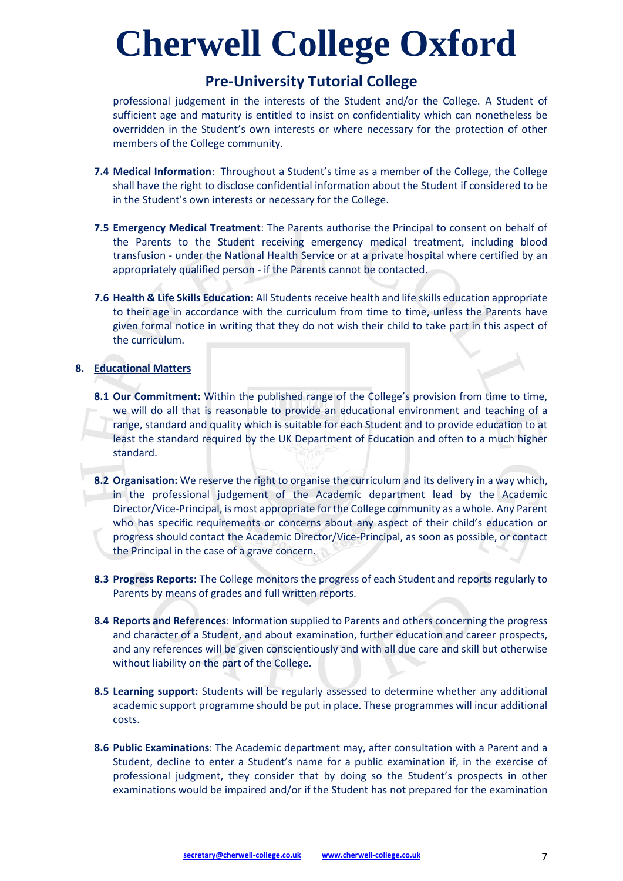professional judgement in the interests of the Student and/or the College. A Student of sufficient age and maturity is entitled to insist on confidentiality which can nonetheless be overridden in the Student's own interests or where necessary for the protection of other members of the College community.

**7.4 Medical Information**: Throughout a Student's time as a member of the College, the College shall have the right to disclose confidential information about the Student if considered to be in the Student's own interests or necessary for the College.

**7.5 Emergency Medical Treatment**: The Parents authorise the Principal to consent on behalf of the Parents to the Student receiving emergency medical treatment, including blood transfusion - under the National Health Service or at a private hospital where certified by an appropriately qualified person - if the Parents cannot be contacted.

**7.6 Health & Life Skills Education:** All Students receive health and life skills education appropriate to their age in accordance with the curriculum from time to time, unless the Parents have given formal notice in writing that they do not wish their child to take part in this aspect of the curriculum.

## 8. Educational Matters

**8.1 Our Commitment:** Within the published range of the College's provision from time to time, we will do all that is reasonable to provide an educational environment and teaching of a range, standard and quality which is suitable for each Student and to provide education to at least the standard required by the UK Department of Education and often to a much higher standard.

**8.2 Organisation:** We reserve the right to organise the curriculum and its delivery in a way which, in the professional judgement of the Academic department lead by the Academic Director/Vice-Principal, is most appropriate for the College community as a whole. Any Parent who has specific requirements or concerns about any aspect of their child's education or progress should contact the Academic Director/Vice-Principal, as soon as possible, or contact the Principal in the case of a grave concern.

**8.3 Progress Reports:** The College monitors the progress of each Student and reports regularly to Parents by means of grades and full written reports.

**8.4 Reports and References**: Information supplied to Parents and others concerning the progress and character of a Student, and about examination, further education and career prospects, and any references will be given conscientiously and with all due care and skill but otherwise without liability on the part of the College.

**8.5 Learning support:** Students will be regularly assessed to determine whether any additional academic support programme should be put in place. These programmes will incur additional costs.

**8.6 Public Examinations**: The Academic department may, after consultation with a Parent and a Student, decline to enter a Student's name for a public examination if, in the exercise of professional judgment, they consider that by doing so the Student's prospects in other examinations would be impaired and/or if the Student has not prepared for the examination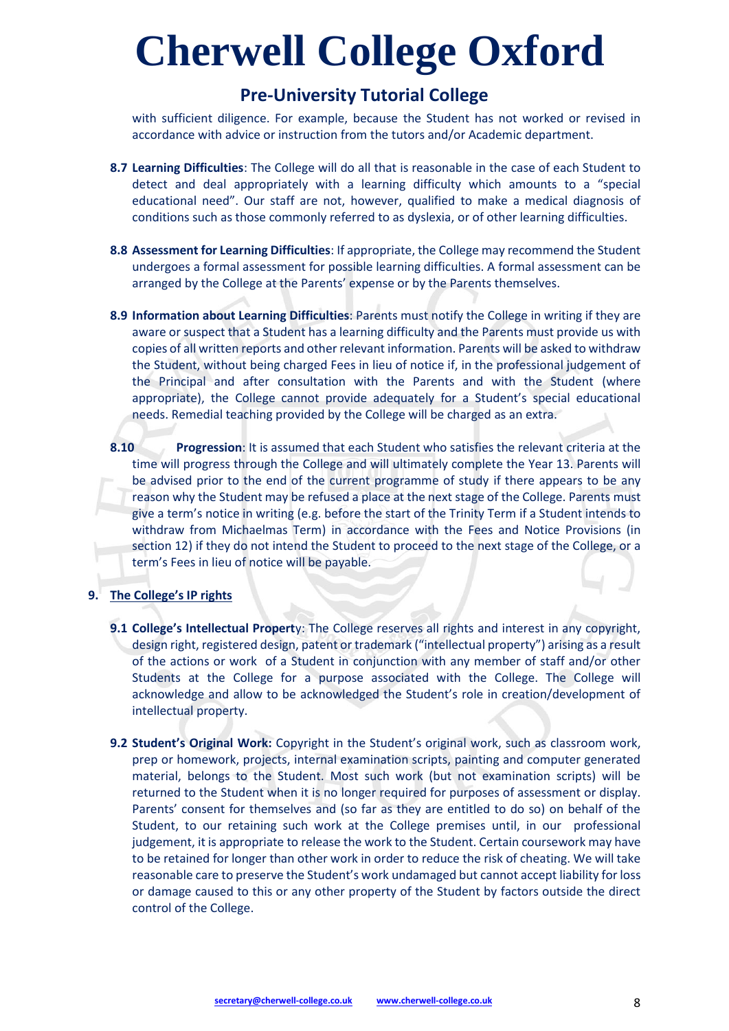with sufficient diligence. For example, because the Student has not worked or revised in accordance with advice or instruction from the tutors and/or Academic department.

**8.7 Learning Difficulties**: The College will do all that is reasonable in the case of each Student to detect and deal appropriately with a learning difficulty which amounts to a "special educational need". Our staff are not, however, qualified to make a medical diagnosis of conditions such as those commonly referred to as dyslexia, or of other learning difficulties.

**8.8 Assessment for Learning Difficulties**: If appropriate, the College may recommend the Student undergoes a formal assessment for possible learning difficulties. A formal assessment can be arranged by the College at the Parents' expense or by the Parents themselves.

**8.9 Information about Learning Difficulties**: Parents must notify the College in writing if they are aware or suspect that a Student has a learning difficulty and the Parents must provide us with copies of all written reports and other relevant information. Parents will be asked to withdraw the Student, without being charged Fees in lieu of notice if, in the professional judgement of the Principal and after consultation with the Parents and with the Student (where appropriate), the College cannot provide adequately for a Student's special educational needs. Remedial teaching provided by the College will be charged as an extra.

**8.10 Progression**: It is assumed that each Student who satisfies the relevant criteria at the time will progress through the College and will ultimately complete the Year 13. Parents will be advised prior to the end of the current programme of study if there appears to be any reason why the Student may be refused a place at the next stage of the College. Parents must give a term's notice in writing (e.g. before the start of the Trinity Term if a Student intends to withdraw from Michaelmas Term) in accordance with the Fees and Notice Provisions (in section 12) if they do not intend the Student to proceed to the next stage of the College, or a term's Fees in lieu of notice will be payable.

## 9. The College's IP rights

**9.1 College's Intellectual Property**: The College reserves all rights and interest in any copyright, design right, registered design, patent or trademark ("intellectual property") arising as a result of the actions or work of a Student in conjunction with any member of staff and/or other Students at the College for a purpose associated with the College. The College will acknowledge and allow to be acknowledged the Student's role in creation/development of intellectual property.

**9.2 Student's Original Work:** Copyright in the Student's original work, such as classroom work, prep or homework, projects, internal examination scripts, painting and computer generated material, belongs to the Student. Most such work (but not examination scripts) will be returned to the Student when it is no longer required for purposes of assessment or display. Parents' consent for themselves and (so far as they are entitled to do so) on behalf of the Student, to our retaining such work at the College premises until, in our professional judgement, it is appropriate to release the work to the Student. Certain coursework may have to be retained for longer than other work in order to reduce the risk of cheating. We will take reasonable care to preserve the Student's work undamaged but cannot accept liability for loss or damage caused to this or any other property of the Student by factors outside the direct control of the College.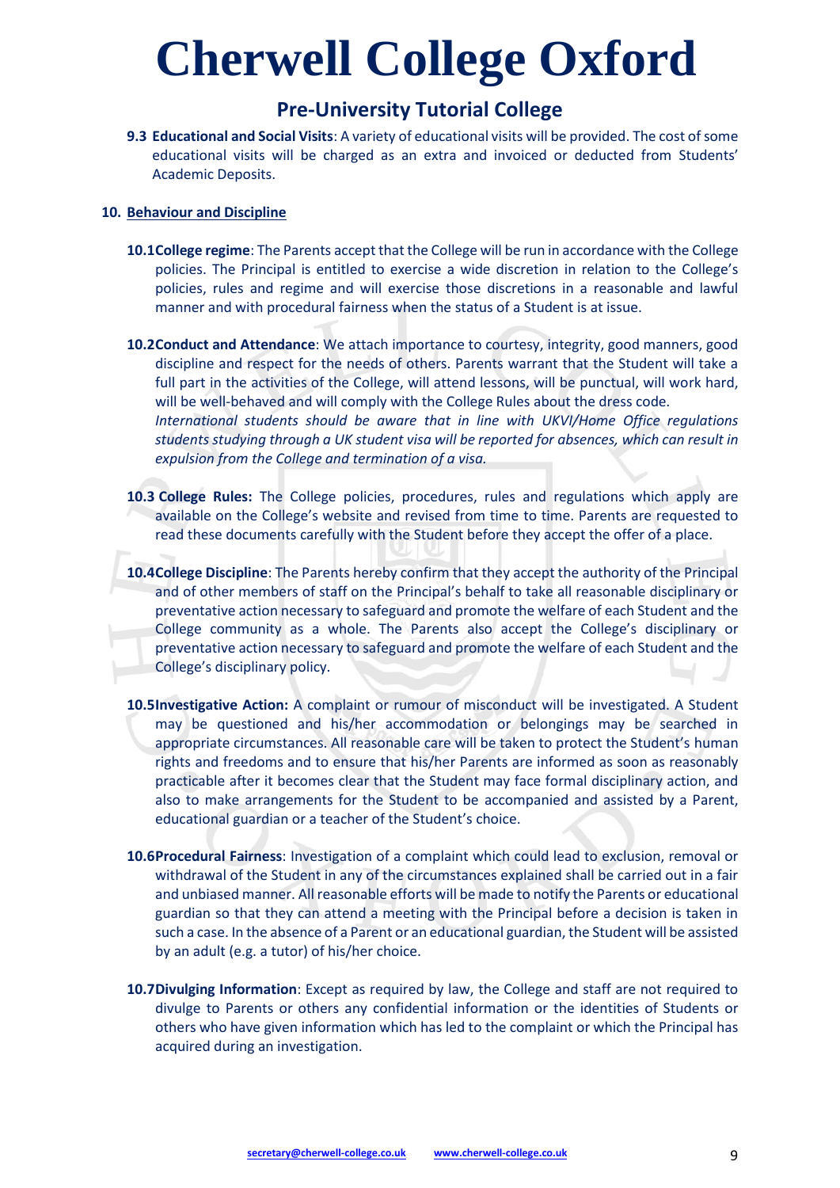**9.3 Educational and Social Visits**: A variety of educational visits will be provided. The cost of some educational visits will be charged as an extra and invoiced or deducted from Students' Academic Deposits.

## 10. Behaviour and Discipline

**10.1 College regime**: The Parents accept that the College will be run in accordance with the College policies. The Principal is entitled to exercise a wide discretion in relation to the College's policies, rules and regime and will exercise those discretions in a reasonable and lawful manner and with procedural fairness when the status of a Student is at issue.

**10.2 Conduct and Attendance**: We attach importance to courtesy, integrity, good manners, good discipline and respect for the needs of others. Parents warrant that the Student will take a full part in the activities of the College, will attend lessons, will be punctual, will work hard, will be well-behaved and will comply with the College Rules about the dress code.
*International students should be aware that in line with UKVI/Home Office regulations students studying through a UK student visa will be reported for absences, which can result in expulsion from the College and termination of a visa.*

**10.3 College Rules:** The College policies, procedures, rules and regulations which apply are available on the College's website and revised from time to time. Parents are requested to read these documents carefully with the Student before they accept the offer of a place.

**10.4 College Discipline**: The Parents hereby confirm that they accept the authority of the Principal and of other members of staff on the Principal's behalf to take all reasonable disciplinary or preventative action necessary to safeguard and promote the welfare of each Student and the College community as a whole. The Parents also accept the College's disciplinary or preventative action necessary to safeguard and promote the welfare of each Student and the College's disciplinary policy.

**10.5 Investigative Action:** A complaint or rumour of misconduct will be investigated. A Student may be questioned and his/her accommodation or belongings may be searched in appropriate circumstances. All reasonable care will be taken to protect the Student's human rights and freedoms and to ensure that his/her Parents are informed as soon as reasonably practicable after it becomes clear that the Student may face formal disciplinary action, and also to make arrangements for the Student to be accompanied and assisted by a Parent, educational guardian or a teacher of the Student's choice.

**10.6 Procedural Fairness**: Investigation of a complaint which could lead to exclusion, removal or withdrawal of the Student in any of the circumstances explained shall be carried out in a fair and unbiased manner. All reasonable efforts will be made to notify the Parents or educational guardian so that they can attend a meeting with the Principal before a decision is taken in such a case. In the absence of a Parent or an educational guardian, the Student will be assisted by an adult (e.g. a tutor) of his/her choice.

**10.7 Divulging Information**: Except as required by law, the College and staff are not required to divulge to Parents or others any confidential information or the identities of Students or others who have given information which has led to the complaint or which the Principal has acquired during an investigation.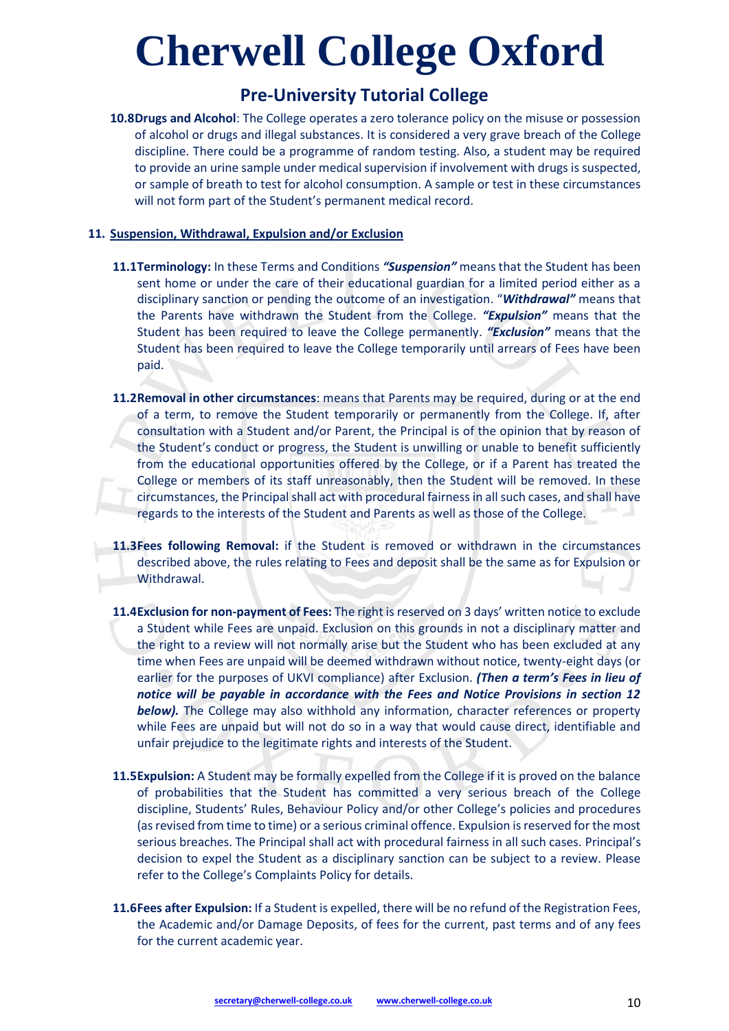# Cherwell College Oxford

## Pre-University Tutorial College

**10.8Drugs and Alcohol**: The College operates a zero tolerance policy on the misuse or possession of alcohol or drugs and illegal substances. It is considered a very grave breach of the College discipline. There could be a programme of random testing. Also, a student may be required to provide an urine sample under medical supervision if involvement with drugs is suspected, or sample of breath to test for alcohol consumption. A sample or test in these circumstances will not form part of the Student's permanent medical record.

**11. Suspension, Withdrawal, Expulsion and/or Exclusion**

**11.1Terminology:** In these Terms and Conditions ***"Suspension"*** means that the Student has been sent home or under the care of their educational guardian for a limited period either as a disciplinary sanction or pending the outcome of an investigation. "***Withdrawal"*** means that the Parents have withdrawn the Student from the College. ***"Expulsion"*** means that the Student has been required to leave the College permanently. ***"Exclusion"*** means that the Student has been required to leave the College temporarily until arrears of Fees have been paid.

**11.2Removal in other circumstances**: means that Parents may be required, during or at the end of a term, to remove the Student temporarily or permanently from the College. If, after consultation with a Student and/or Parent, the Principal is of the opinion that by reason of the Student's conduct or progress, the Student is unwilling or unable to benefit sufficiently from the educational opportunities offered by the College, or if a Parent has treated the College or members of its staff unreasonably, then the Student will be removed. In these circumstances, the Principal shall act with procedural fairness in all such cases, and shall have regards to the interests of the Student and Parents as well as those of the College.

**11.3Fees following Removal:** if the Student is removed or withdrawn in the circumstances described above, the rules relating to Fees and deposit shall be the same as for Expulsion or Withdrawal.

**11.4Exclusion for non-payment of Fees:** The right is reserved on 3 days' written notice to exclude a Student while Fees are unpaid. Exclusion on this grounds in not a disciplinary matter and the right to a review will not normally arise but the Student who has been excluded at any time when Fees are unpaid will be deemed withdrawn without notice, twenty-eight days (or earlier for the purposes of UKVI compliance) after Exclusion. ***(Then a term's Fees in lieu of notice will be payable in accordance with the Fees and Notice Provisions in section 12 below).*** The College may also withhold any information, character references or property while Fees are unpaid but will not do so in a way that would cause direct, identifiable and unfair prejudice to the legitimate rights and interests of the Student.

**11.5Expulsion:** A Student may be formally expelled from the College if it is proved on the balance of probabilities that the Student has committed a very serious breach of the College discipline, Students' Rules, Behaviour Policy and/or other College's policies and procedures (as revised from time to time) or a serious criminal offence. Expulsion is reserved for the most serious breaches. The Principal shall act with procedural fairness in all such cases. Principal's decision to expel the Student as a disciplinary sanction can be subject to a review. Please refer to the College's Complaints Policy for details.

**11.6Fees after Expulsion:** If a Student is expelled, there will be no refund of the Registration Fees, the Academic and/or Damage Deposits, of fees for the current, past terms and of any fees for the current academic year.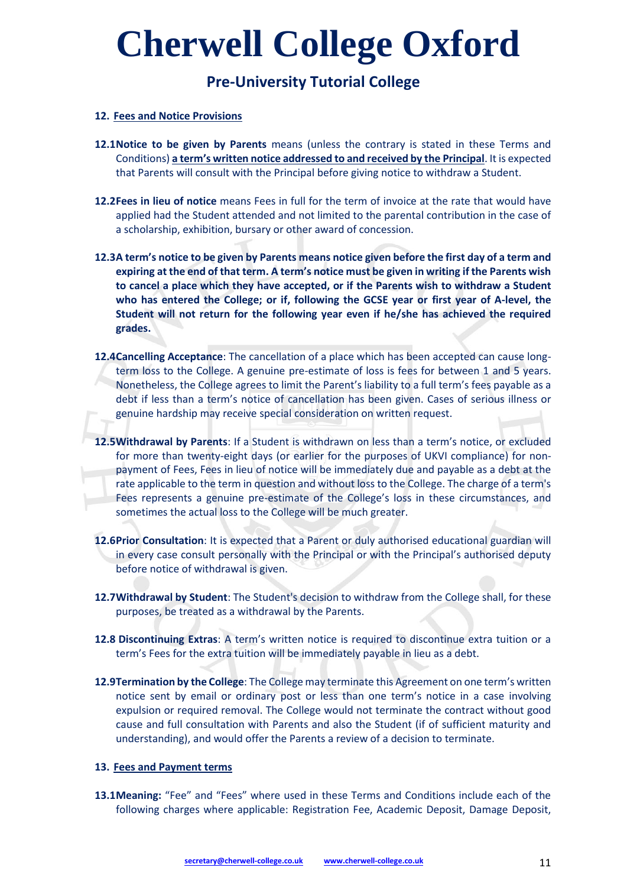# Cherwell College Oxford

## Pre-University Tutorial College

**12. <u>Fees and Notice Provisions</u>**

**12.1 Notice to be given by Parents** means (unless the contrary is stated in these Terms and Conditions) **<u>a term's written notice addressed to and received by the Principal</u>**. It is expected that Parents will consult with the Principal before giving notice to withdraw a Student.

**12.2 Fees in lieu of notice** means Fees in full for the term of invoice at the rate that would have applied had the Student attended and not limited to the parental contribution in the case of a scholarship, exhibition, bursary or other award of concession.

**12.3 A term's notice to be given by Parents means notice given before the first day of a term and expiring at the end of that term. A term's notice must be given in writing if the Parents wish to cancel a place which they have accepted, or if the Parents wish to withdraw a Student who has entered the College; or if, following the GCSE year or first year of A-level, the Student will not return for the following year even if he/she has achieved the required grades.**

**12.4 Cancelling Acceptance**: The cancellation of a place which has been accepted can cause long-term loss to the College. A genuine pre-estimate of loss is fees for between 1 and 5 years. Nonetheless, the College agrees to limit the Parent's liability to a full term's fees payable as a debt if less than a term's notice of cancellation has been given. Cases of serious illness or genuine hardship may receive special consideration on written request.

**12.5 Withdrawal by Parents**: If a Student is withdrawn on less than a term's notice, or excluded for more than twenty-eight days (or earlier for the purposes of UKVI compliance) for non-payment of Fees, Fees in lieu of notice will be immediately due and payable as a debt at the rate applicable to the term in question and without loss to the College. The charge of a term's Fees represents a genuine pre-estimate of the College's loss in these circumstances, and sometimes the actual loss to the College will be much greater.

**12.6 Prior Consultation**: It is expected that a Parent or duly authorised educational guardian will in every case consult personally with the Principal or with the Principal's authorised deputy before notice of withdrawal is given.

**12.7 Withdrawal by Student**: The Student's decision to withdraw from the College shall, for these purposes, be treated as a withdrawal by the Parents.

**12.8 Discontinuing Extras**: A term's written notice is required to discontinue extra tuition or a term's Fees for the extra tuition will be immediately payable in lieu as a debt.

**12.9 Termination by the College**: The College may terminate this Agreement on one term's written notice sent by email or ordinary post or less than one term's notice in a case involving expulsion or required removal. The College would not terminate the contract without good cause and full consultation with Parents and also the Student (if of sufficient maturity and understanding), and would offer the Parents a review of a decision to terminate.

**13. <u>Fees and Payment terms</u>**

**13.1 Meaning:** "Fee" and "Fees" where used in these Terms and Conditions include each of the following charges where applicable: Registration Fee, Academic Deposit, Damage Deposit,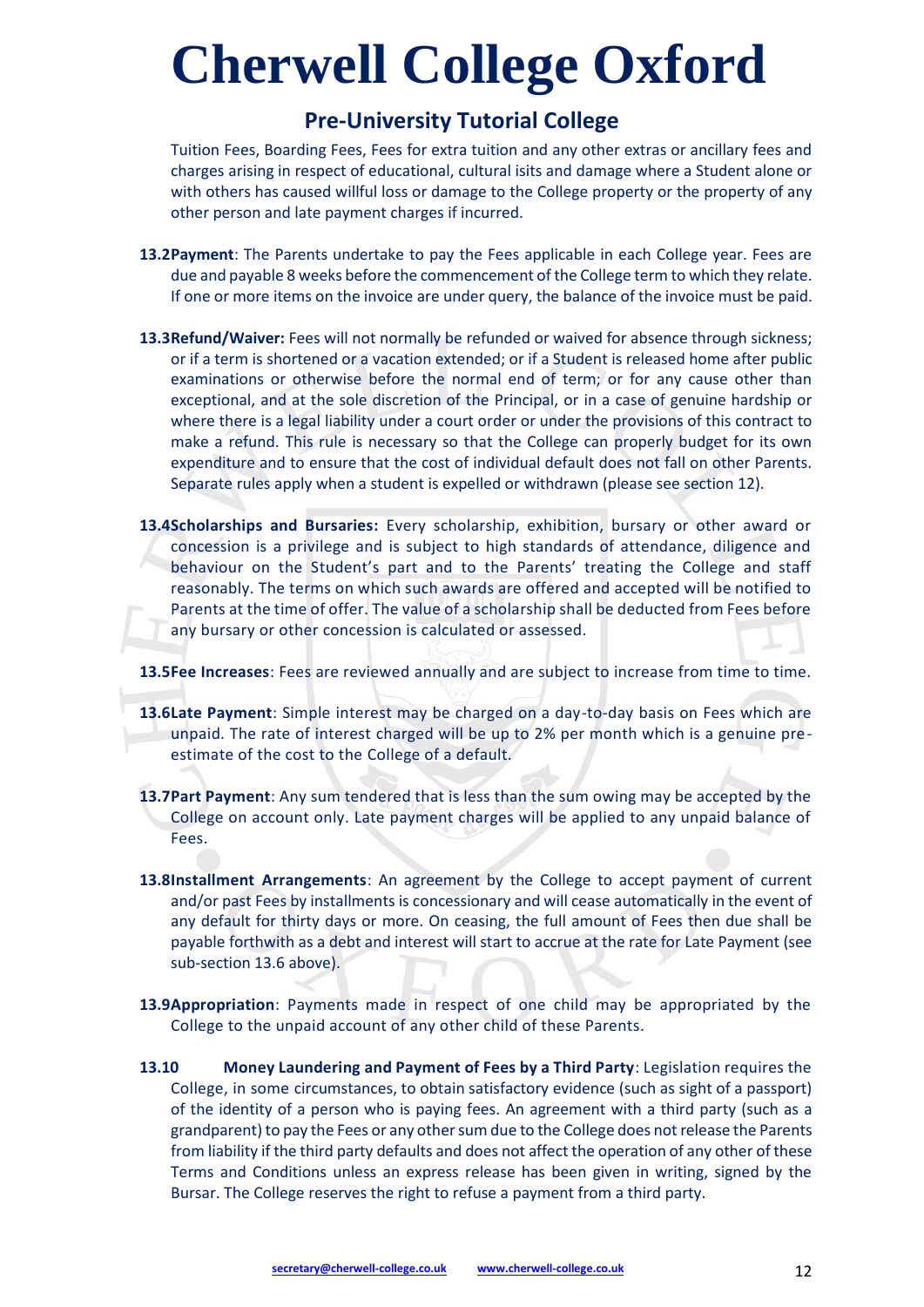Tuition Fees, Boarding Fees, Fees for extra tuition and any other extras or ancillary fees and charges arising in respect of educational, cultural isits and damage where a Student alone or with others has caused willful loss or damage to the College property or the property of any other person and late payment charges if incurred.

**13.2Payment**: The Parents undertake to pay the Fees applicable in each College year. Fees are due and payable 8 weeks before the commencement of the College term to which they relate. If one or more items on the invoice are under query, the balance of the invoice must be paid.

**13.3Refund/Waiver:** Fees will not normally be refunded or waived for absence through sickness; or if a term is shortened or a vacation extended; or if a Student is released home after public examinations or otherwise before the normal end of term; or for any cause other than exceptional, and at the sole discretion of the Principal, or in a case of genuine hardship or where there is a legal liability under a court order or under the provisions of this contract to make a refund. This rule is necessary so that the College can properly budget for its own expenditure and to ensure that the cost of individual default does not fall on other Parents. Separate rules apply when a student is expelled or withdrawn (please see section 12).

**13.4Scholarships and Bursaries:** Every scholarship, exhibition, bursary or other award or concession is a privilege and is subject to high standards of attendance, diligence and behaviour on the Student's part and to the Parents' treating the College and staff reasonably. The terms on which such awards are offered and accepted will be notified to Parents at the time of offer. The value of a scholarship shall be deducted from Fees before any bursary or other concession is calculated or assessed.

**13.5Fee Increases**: Fees are reviewed annually and are subject to increase from time to time.

**13.6Late Payment**: Simple interest may be charged on a day-to-day basis on Fees which are unpaid. The rate of interest charged will be up to 2% per month which is a genuine pre-estimate of the cost to the College of a default.

**13.7Part Payment**: Any sum tendered that is less than the sum owing may be accepted by the College on account only. Late payment charges will be applied to any unpaid balance of Fees.

**13.8Installment Arrangements**: An agreement by the College to accept payment of current and/or past Fees by installments is concessionary and will cease automatically in the event of any default for thirty days or more. On ceasing, the full amount of Fees then due shall be payable forthwith as a debt and interest will start to accrue at the rate for Late Payment (see sub-section 13.6 above).

**13.9Appropriation**: Payments made in respect of one child may be appropriated by the College to the unpaid account of any other child of these Parents.

**13.10 Money Laundering and Payment of Fees by a Third Party**: Legislation requires the College, in some circumstances, to obtain satisfactory evidence (such as sight of a passport) of the identity of a person who is paying fees. An agreement with a third party (such as a grandparent) to pay the Fees or any other sum due to the College does not release the Parents from liability if the third party defaults and does not affect the operation of any other of these Terms and Conditions unless an express release has been given in writing, signed by the Bursar. The College reserves the right to refuse a payment from a third party.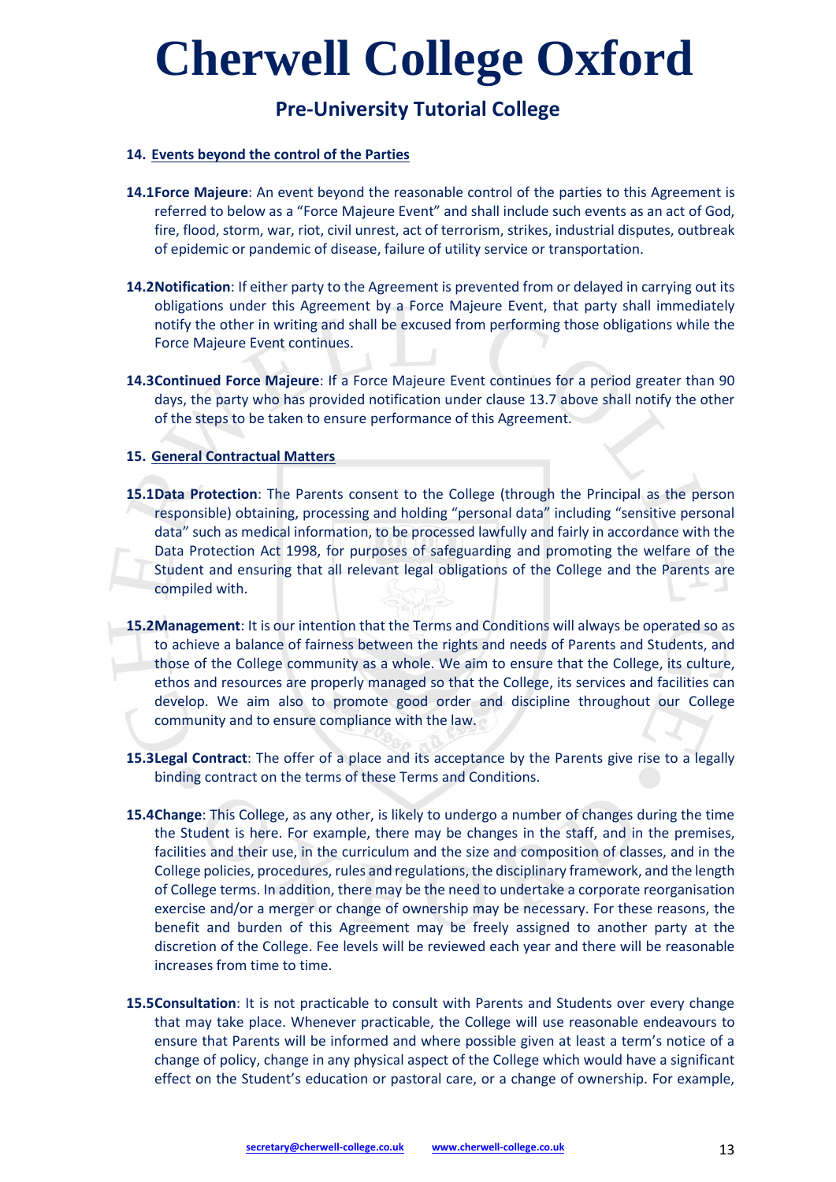# Cherwell College Oxford

## Pre-University Tutorial College

**14. Events beyond the control of the Parties**

**14.1Force Majeure**: An event beyond the reasonable control of the parties to this Agreement is referred to below as a "Force Majeure Event" and shall include such events as an act of God, fire, flood, storm, war, riot, civil unrest, act of terrorism, strikes, industrial disputes, outbreak of epidemic or pandemic of disease, failure of utility service or transportation.

**14.2Notification**: If either party to the Agreement is prevented from or delayed in carrying out its obligations under this Agreement by a Force Majeure Event, that party shall immediately notify the other in writing and shall be excused from performing those obligations while the Force Majeure Event continues.

**14.3Continued Force Majeure**: If a Force Majeure Event continues for a period greater than 90 days, the party who has provided notification under clause 13.7 above shall notify the other of the steps to be taken to ensure performance of this Agreement.

**15. General Contractual Matters**

**15.1Data Protection**: The Parents consent to the College (through the Principal as the person responsible) obtaining, processing and holding "personal data" including "sensitive personal data" such as medical information, to be processed lawfully and fairly in accordance with the Data Protection Act 1998, for purposes of safeguarding and promoting the welfare of the Student and ensuring that all relevant legal obligations of the College and the Parents are compiled with.

**15.2Management**: It is our intention that the Terms and Conditions will always be operated so as to achieve a balance of fairness between the rights and needs of Parents and Students, and those of the College community as a whole. We aim to ensure that the College, its culture, ethos and resources are properly managed so that the College, its services and facilities can develop. We aim also to promote good order and discipline throughout our College community and to ensure compliance with the law.

**15.3Legal Contract**: The offer of a place and its acceptance by the Parents give rise to a legally binding contract on the terms of these Terms and Conditions.

**15.4Change**: This College, as any other, is likely to undergo a number of changes during the time the Student is here. For example, there may be changes in the staff, and in the premises, facilities and their use, in the curriculum and the size and composition of classes, and in the College policies, procedures, rules and regulations, the disciplinary framework, and the length of College terms. In addition, there may be the need to undertake a corporate reorganisation exercise and/or a merger or change of ownership may be necessary. For these reasons, the benefit and burden of this Agreement may be freely assigned to another party at the discretion of the College. Fee levels will be reviewed each year and there will be reasonable increases from time to time.

**15.5Consultation**: It is not practicable to consult with Parents and Students over every change that may take place. Whenever practicable, the College will use reasonable endeavours to ensure that Parents will be informed and where possible given at least a term's notice of a change of policy, change in any physical aspect of the College which would have a significant effect on the Student's education or pastoral care, or a change of ownership. For example,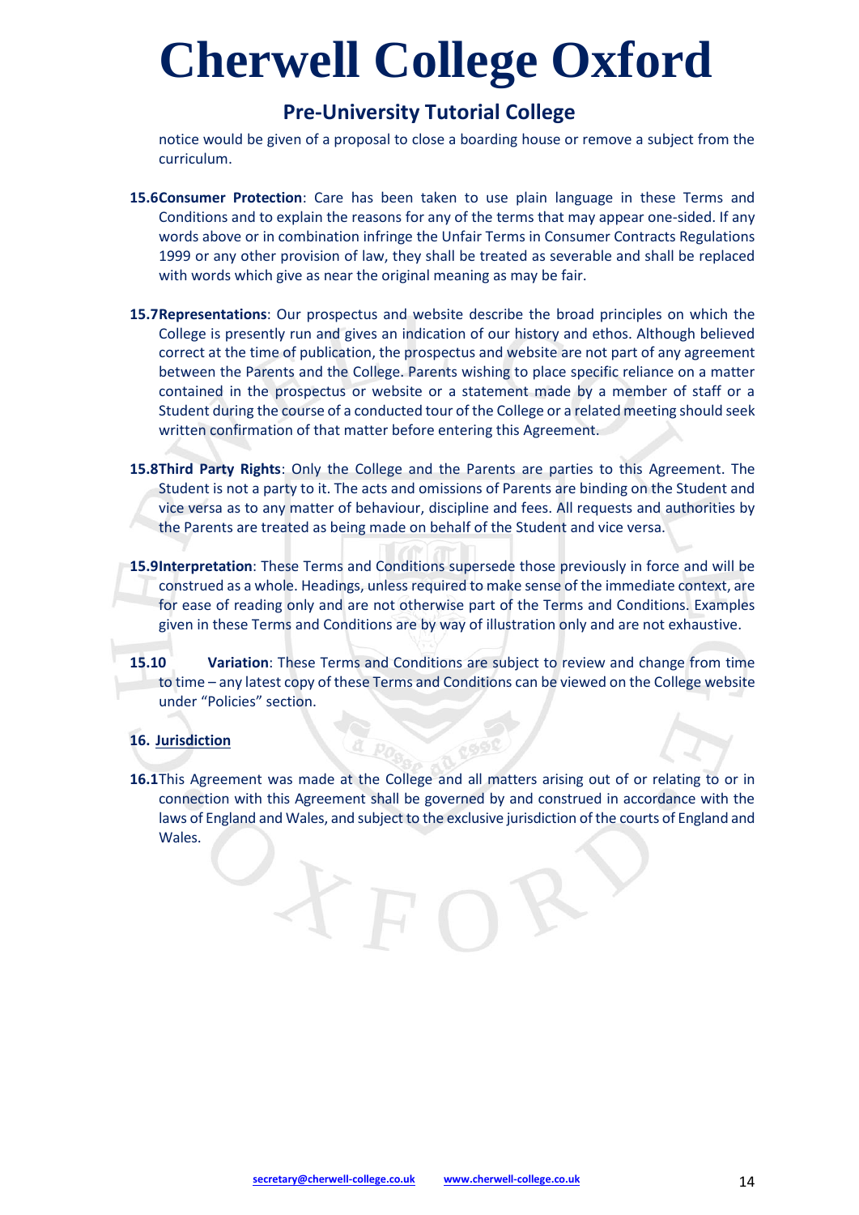notice would be given of a proposal to close a boarding house or remove a subject from the curriculum.

**15.6 Consumer Protection**: Care has been taken to use plain language in these Terms and Conditions and to explain the reasons for any of the terms that may appear one-sided. If any words above or in combination infringe the Unfair Terms in Consumer Contracts Regulations 1999 or any other provision of law, they shall be treated as severable and shall be replaced with words which give as near the original meaning as may be fair.

**15.7 Representations**: Our prospectus and website describe the broad principles on which the College is presently run and gives an indication of our history and ethos. Although believed correct at the time of publication, the prospectus and website are not part of any agreement between the Parents and the College. Parents wishing to place specific reliance on a matter contained in the prospectus or website or a statement made by a member of staff or a Student during the course of a conducted tour of the College or a related meeting should seek written confirmation of that matter before entering this Agreement.

**15.8 Third Party Rights**: Only the College and the Parents are parties to this Agreement. The Student is not a party to it. The acts and omissions of Parents are binding on the Student and vice versa as to any matter of behaviour, discipline and fees. All requests and authorities by the Parents are treated as being made on behalf of the Student and vice versa.

**15.9 Interpretation**: These Terms and Conditions supersede those previously in force and will be construed as a whole. Headings, unless required to make sense of the immediate context, are for ease of reading only and are not otherwise part of the Terms and Conditions. Examples given in these Terms and Conditions are by way of illustration only and are not exhaustive.

**15.10 Variation**: These Terms and Conditions are subject to review and change from time to time – any latest copy of these Terms and Conditions can be viewed on the College website under "Policies" section.

## 16. Jurisdiction

**16.1** This Agreement was made at the College and all matters arising out of or relating to or in connection with this Agreement shall be governed by and construed in accordance with the laws of England and Wales, and subject to the exclusive jurisdiction of the courts of England and Wales.